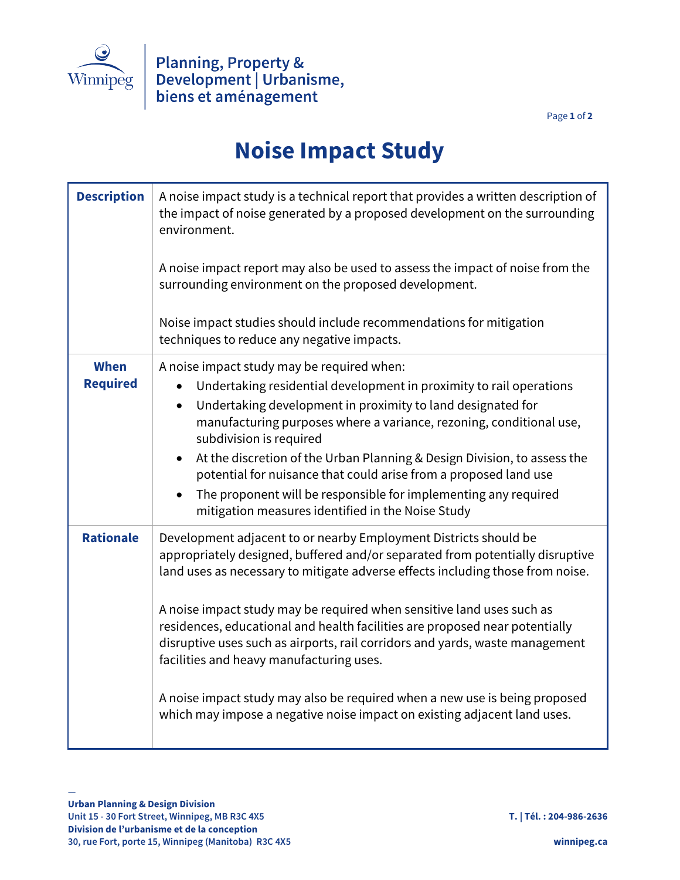Planning, Property & Development | Urbanisme, biens et aménagement

# Noise Impact Study

| | |
|---|---|
| **Description** | A noise impact study is a technical report that provides a written description of the impact of noise generated by a proposed development on the surrounding environment.<br><br>A noise impact report may also be used to assess the impact of noise from the surrounding environment on the proposed development.<br><br>Noise impact studies should include recommendations for mitigation techniques to reduce any negative impacts. |
| **When Required** | A noise impact study may be required when:<br>• Undertaking residential development in proximity to rail operations<br>• Undertaking development in proximity to land designated for manufacturing purposes where a variance, rezoning, conditional use, subdivision is required<br>• At the discretion of the Urban Planning & Design Division, to assess the potential for nuisance that could arise from a proposed land use<br>• The proponent will be responsible for implementing any required mitigation measures identified in the Noise Study |
| **Rationale** | Development adjacent to or nearby Employment Districts should be appropriately designed, buffered and/or separated from potentially disruptive land uses as necessary to mitigate adverse effects including those from noise.<br><br>A noise impact study may be required when sensitive land uses such as residences, educational and health facilities are proposed near potentially disruptive uses such as airports, rail corridors and yards, waste management facilities and heavy manufacturing uses.<br><br>A noise impact study may also be required when a new use is being proposed which may impose a negative noise impact on existing adjacent land uses. |

**Urban Planning & Design Division**
Unit 15 - 30 Fort Street, Winnipeg, MB R3C 4X5
**Division de l'urbanisme et de la conception**
30, rue Fort, porte 15, Winnipeg (Manitoba) R3C 4X5

T. | Tél. : 204-986-2636
winnipeg.ca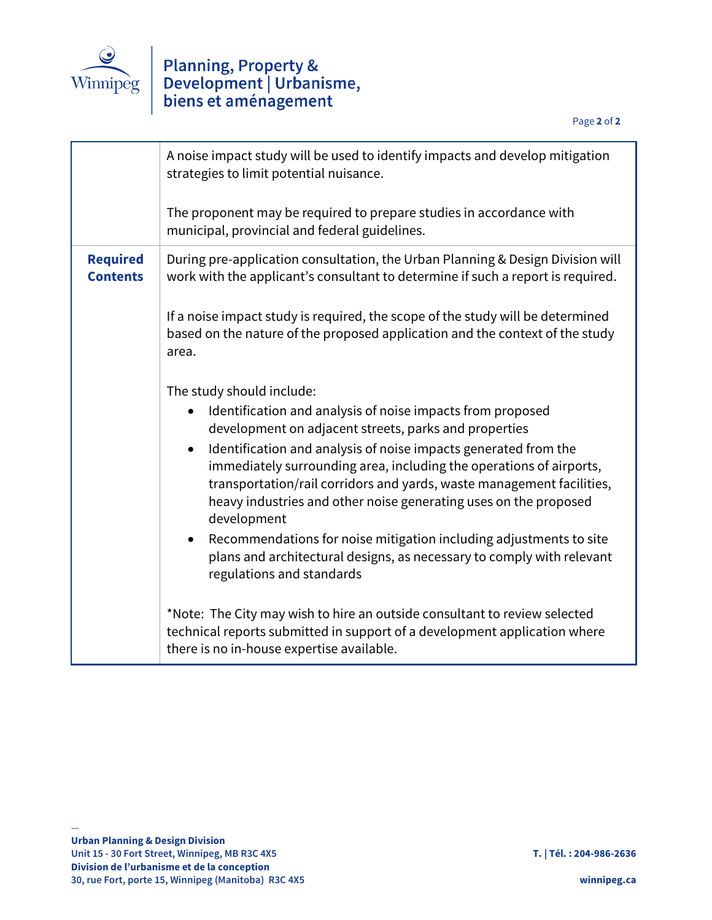| | |
|---|---|
| | A noise impact study will be used to identify impacts and develop mitigation strategies to limit potential nuisance.<br><br>The proponent may be required to prepare studies in accordance with municipal, provincial and federal guidelines. |
| **Required Contents** | During pre-application consultation, the Urban Planning & Design Division will work with the applicant's consultant to determine if such a report is required.<br><br>If a noise impact study is required, the scope of the study will be determined based on the nature of the proposed application and the context of the study area.<br><br>The study should include:<br>• Identification and analysis of noise impacts from proposed development on adjacent streets, parks and properties<br>• Identification and analysis of noise impacts generated from the immediately surrounding area, including the operations of airports, transportation/rail corridors and yards, waste management facilities, heavy industries and other noise generating uses on the proposed development<br>• Recommendations for noise mitigation including adjustments to site plans and architectural designs, as necessary to comply with relevant regulations and standards<br><br>*Note: The City may wish to hire an outside consultant to review selected technical reports submitted in support of a development application where there is no in-house expertise available. |